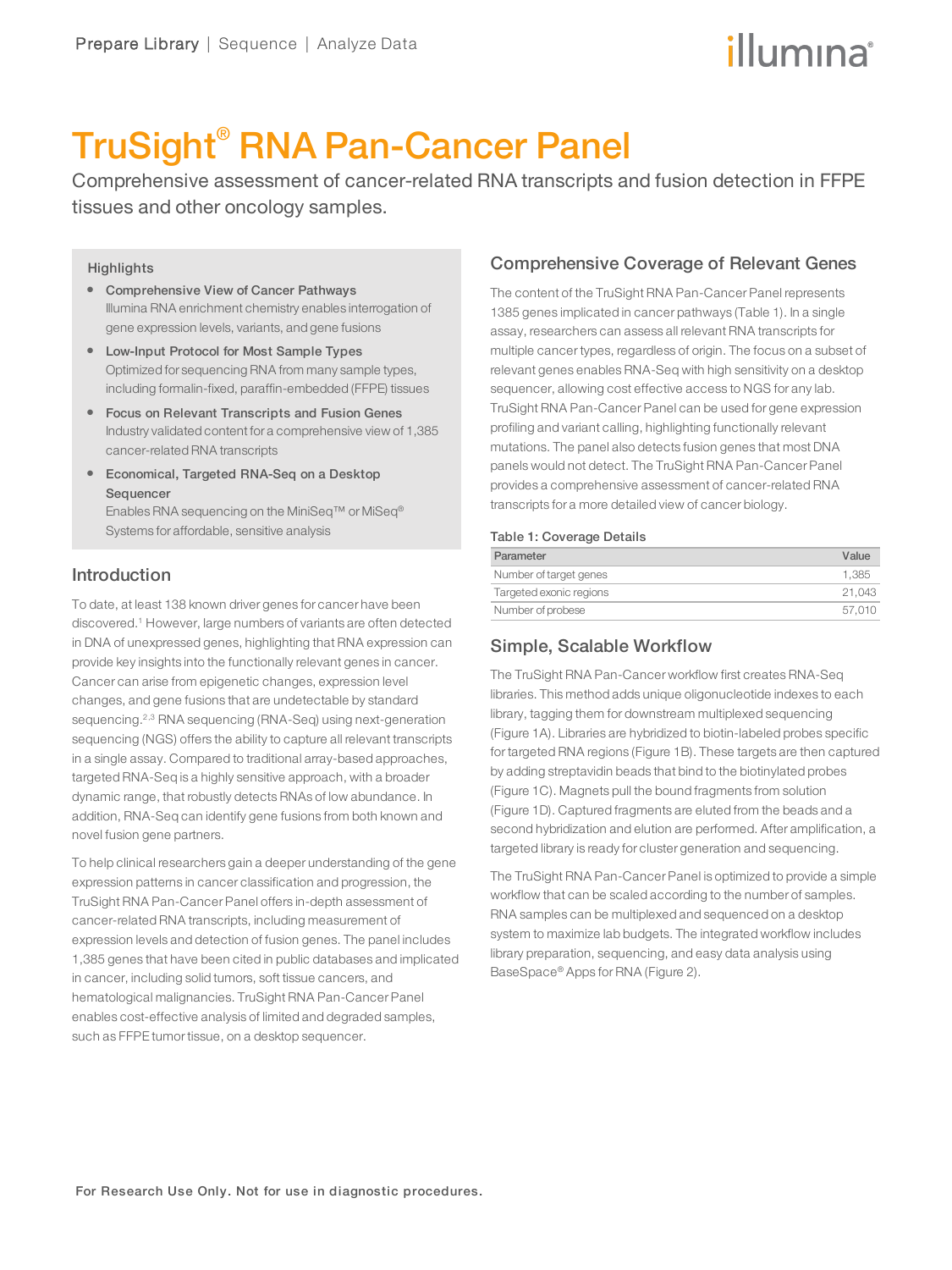Prepare Library | Sequence | Analyze Data

# TruSight® RNA Pan-Cancer Panel

Comprehensive assessment of cancer-related RNA transcripts and fusion detection in FFPE tissues and other oncology samples.

### Highlights

- **Comprehensive View of Cancer Pathways**
  Illumina RNA enrichment chemistry enables interrogation of gene expression levels, variants, and gene fusions
- **Low-Input Protocol for Most Sample Types**
  Optimized for sequencing RNA from many sample types, including formalin-fixed, paraffin-embedded (FFPE) tissues
- **Focus on Relevant Transcripts and Fusion Genes**
  Industry validated content for a comprehensive view of 1,385 cancer-related RNA transcripts
- **Economical, Targeted RNA-Seq on a Desktop Sequencer**
  Enables RNA sequencing on the MiniSeq™ or MiSeq® Systems for affordable, sensitive analysis

## Introduction

To date, at least 138 known driver genes for cancer have been discovered.[1] However, large numbers of variants are often detected in DNA of unexpressed genes, highlighting that RNA expression can provide key insights into the functionally relevant genes in cancer. Cancer can arise from epigenetic changes, expression level changes, and gene fusions that are undetectable by standard sequencing.[2,3] RNA sequencing (RNA-Seq) using next-generation sequencing (NGS) offers the ability to capture all relevant transcripts in a single assay. Compared to traditional array-based approaches, targeted RNA-Seq is a highly sensitive approach, with a broader dynamic range, that robustly detects RNAs of low abundance. In addition, RNA-Seq can identify gene fusions from both known and novel fusion gene partners.

To help clinical researchers gain a deeper understanding of the gene expression patterns in cancer classification and progression, the TruSight RNA Pan-Cancer Panel offers in-depth assessment of cancer-related RNA transcripts, including measurement of expression levels and detection of fusion genes. The panel includes 1,385 genes that have been cited in public databases and implicated in cancer, including solid tumors, soft tissue cancers, and hematological malignancies. TruSight RNA Pan-Cancer Panel enables cost-effective analysis of limited and degraded samples, such as FFPE tumor tissue, on a desktop sequencer.

## Comprehensive Coverage of Relevant Genes

The content of the TruSight RNA Pan-Cancer Panel represents 1385 genes implicated in cancer pathways (Table 1). In a single assay, researchers can assess all relevant RNA transcripts for multiple cancer types, regardless of origin. The focus on a subset of relevant genes enables RNA-Seq with high sensitivity on a desktop sequencer, allowing cost effective access to NGS for any lab. TruSight RNA Pan-Cancer Panel can be used for gene expression profiling and variant calling, highlighting functionally relevant mutations. The panel also detects fusion genes that most DNA panels would not detect. The TruSight RNA Pan-Cancer Panel provides a comprehensive assessment of cancer-related RNA transcripts for a more detailed view of cancer biology.

**Table 1: Coverage Details**

| Parameter | Value |
|---|---|
| Number of target genes | 1,385 |
| Targeted exonic regions | 21,043 |
| Number of probese | 57,010 |

## Simple, Scalable Workflow

The TruSight RNA Pan-Cancer workflow first creates RNA-Seq libraries. This method adds unique oligonucleotide indexes to each library, tagging them for downstream multiplexed sequencing (Figure 1A). Libraries are hybridized to biotin-labeled probes specific for targeted RNA regions (Figure 1B). These targets are then captured by adding streptavidin beads that bind to the biotinylated probes (Figure 1C). Magnets pull the bound fragments from solution (Figure 1D). Captured fragments are eluted from the beads and a second hybridization and elution are performed. After amplification, a targeted library is ready for cluster generation and sequencing.

The TruSight RNA Pan-Cancer Panel is optimized to provide a simple workflow that can be scaled according to the number of samples. RNA samples can be multiplexed and sequenced on a desktop system to maximize lab budgets. The integrated workflow includes library preparation, sequencing, and easy data analysis using BaseSpace® Apps for RNA (Figure 2).

For Research Use Only. Not for use in diagnostic procedures.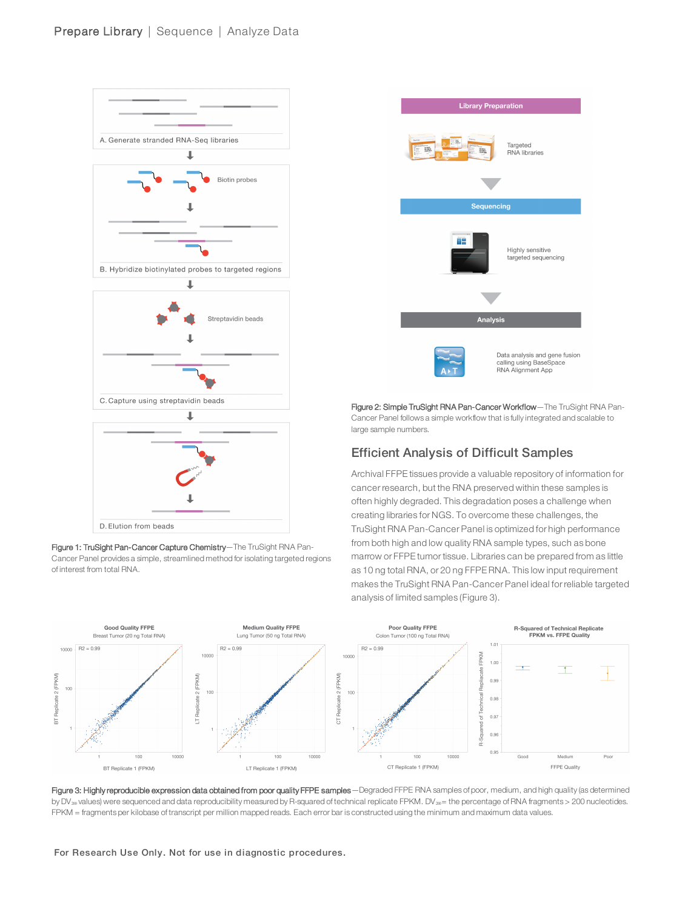Prepare Library | Sequence | Analyze Data

A. Generate stranded RNA-Seq libraries

Biotin probes

B. Hybridize biotinylated probes to targeted regions

Streptavidin beads

C. Capture using streptavidin beads

D. Elution from beads

**Figure 1: TruSight Pan-Cancer Capture Chemistry**—The TruSight RNA Pan-Cancer Panel provides a simple, streamlined method for isolating targeted regions of interest from total RNA.

Library Preparation

Targeted RNA libraries

Sequencing

Highly sensitive targeted sequencing

Analysis

Data analysis and gene fusion calling using BaseSpace RNA Alignment App

**Figure 2: Simple TruSight RNA Pan-Cancer Workflow**—The TruSight RNA Pan-Cancer Panel follows a simple workflow that is fully integrated and scalable to large sample numbers.

## Efficient Analysis of Difficult Samples

Archival FFPE tissues provide a valuable repository of information for cancer research, but the RNA preserved within these samples is often highly degraded. This degradation poses a challenge when creating libraries for NGS. To overcome these challenges, the TruSight RNA Pan-Cancer Panel is optimized for high performance from both high and low quality RNA sample types, such as bone marrow or FFPE tumor tissue. Libraries can be prepared from as little as 10 ng total RNA, or 20 ng FFPE RNA. This low input requirement makes the TruSight RNA Pan-Cancer Panel ideal for reliable targeted analysis of limited samples (Figure 3).

Good Quality FFPE — Breast Tumor (20 ng Total RNA) — R2 = 0.99 — BT Replicate 1 (FPKM) vs. BT Replicate 2 (FPKM)

Medium Quality FFPE — Lung Tumor (50 ng Total RNA) — R2 = 0.99 — LT Replicate 1 (FPKM) vs. LT Replicate 2 (FPKM)

Poor Quality FFPE — Colon Tumor (100 ng Total RNA) — R2 = 0.99 — CT Replicate 1 (FPKM) vs. CT Replicate 2 (FPKM)

R-Squared of Technical Replicate FPKM vs. FFPE Quality — FFPE Quality: Good, Medium, Poor

**Figure 3: Highly reproducible expression data obtained from poor quality FFPE samples**—Degraded FFPE RNA samples of poor, medium, and high quality (as determined by $DV_{200}$ values) were sequenced and data reproducibility measured by R-squared of technical replicate FPKM. $DV_{200}$ = the percentage of RNA fragments > 200 nucleotides. FPKM = fragments per kilobase of transcript per million mapped reads. Each error bar is constructed using the minimum and maximum data values.

For Research Use Only. Not for use in diagnostic procedures.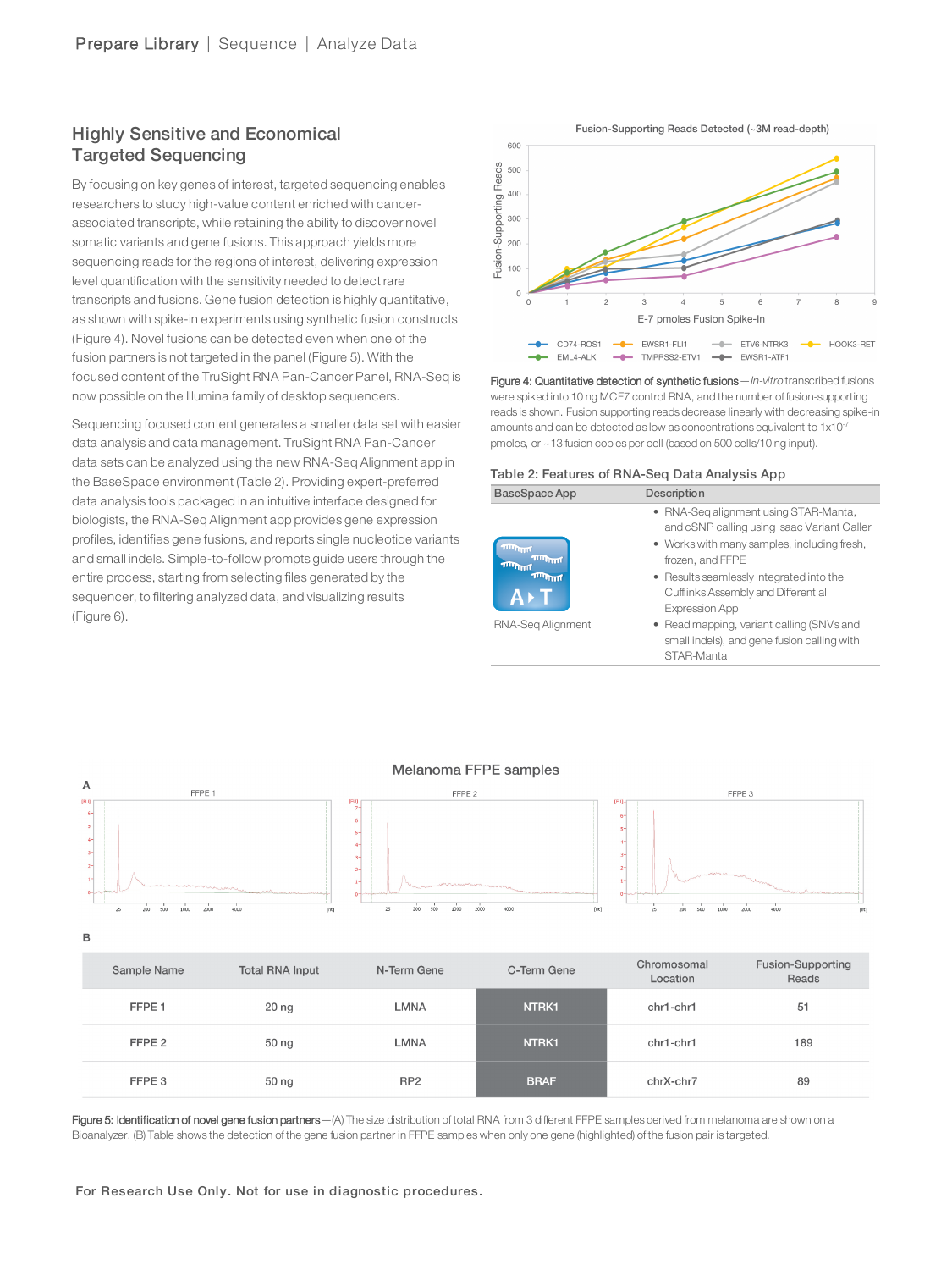## Highly Sensitive and Economical Targeted Sequencing

By focusing on key genes of interest, targeted sequencing enables researchers to study high-value content enriched with cancer-associated transcripts, while retaining the ability to discover novel somatic variants and gene fusions. This approach yields more sequencing reads for the regions of interest, delivering expression level quantification with the sensitivity needed to detect rare transcripts and fusions. Gene fusion detection is highly quantitative, as shown with spike-in experiments using synthetic fusion constructs (Figure 4). Novel fusions can be detected even when one of the fusion partners is not targeted in the panel (Figure 5). With the focused content of the TruSight RNA Pan-Cancer Panel, RNA-Seq is now possible on the Illumina family of desktop sequencers.

Sequencing focused content generates a smaller data set with easier data analysis and data management. TruSight RNA Pan-Cancer data sets can be analyzed using the new RNA-Seq Alignment app in the BaseSpace environment (Table 2). Providing expert-preferred data analysis tools packaged in an intuitive interface designed for biologists, the RNA-Seq Alignment app provides gene expression profiles, identifies gene fusions, and reports single nucleotide variants and small indels. Simple-to-follow prompts guide users through the entire process, starting from selecting files generated by the sequencer, to filtering analyzed data, and visualizing results (Figure 6).

**Figure 4: Quantitative detection of synthetic fusions**—*In-vitro* transcribed fusions were spiked into 10 ng MCF7 control RNA, and the number of fusion-supporting reads is shown. Fusion supporting reads decrease linearly with decreasing spike-in amounts and can be detected as low as concentrations equivalent to $1 \times 10^{-7}$ pmoles, or ~13 fusion copies per cell (based on 500 cells/10 ng input).

### Table 2: Features of RNA-Seq Data Analysis App

| BaseSpace App | Description |
|---|---|
| RNA-Seq Alignment | • RNA-Seq alignment using STAR-Manta, and cSNP calling using Isaac Variant Caller<br>• Works with many samples, including fresh, frozen, and FFPE<br>• Results seamlessly integrated into the Cufflinks Assembly and Differential Expression App<br>• Read mapping, variant calling (SNVs and small indels), and gene fusion calling with STAR-Manta |

**B**

| Sample Name | Total RNA Input | N-Term Gene | C-Term Gene | Chromosomal Location | Fusion-Supporting Reads |
|---|---|---|---|---|---|
| FFPE 1 | 20 ng | LMNA | NTRK1 | chr1-chr1 | 51 |
| FFPE 2 | 50 ng | LMNA | NTRK1 | chr1-chr1 | 189 |
| FFPE 3 | 50 ng | RP2 | BRAF | chrX-chr7 | 89 |

**Figure 5: Identification of novel gene fusion partners**—(A) The size distribution of total RNA from 3 different FFPE samples derived from melanoma are shown on a Bioanalyzer. (B) Table shows the detection of the gene fusion partner in FFPE samples when only one gene (highlighted) of the fusion pair is targeted.

For Research Use Only. Not for use in diagnostic procedures.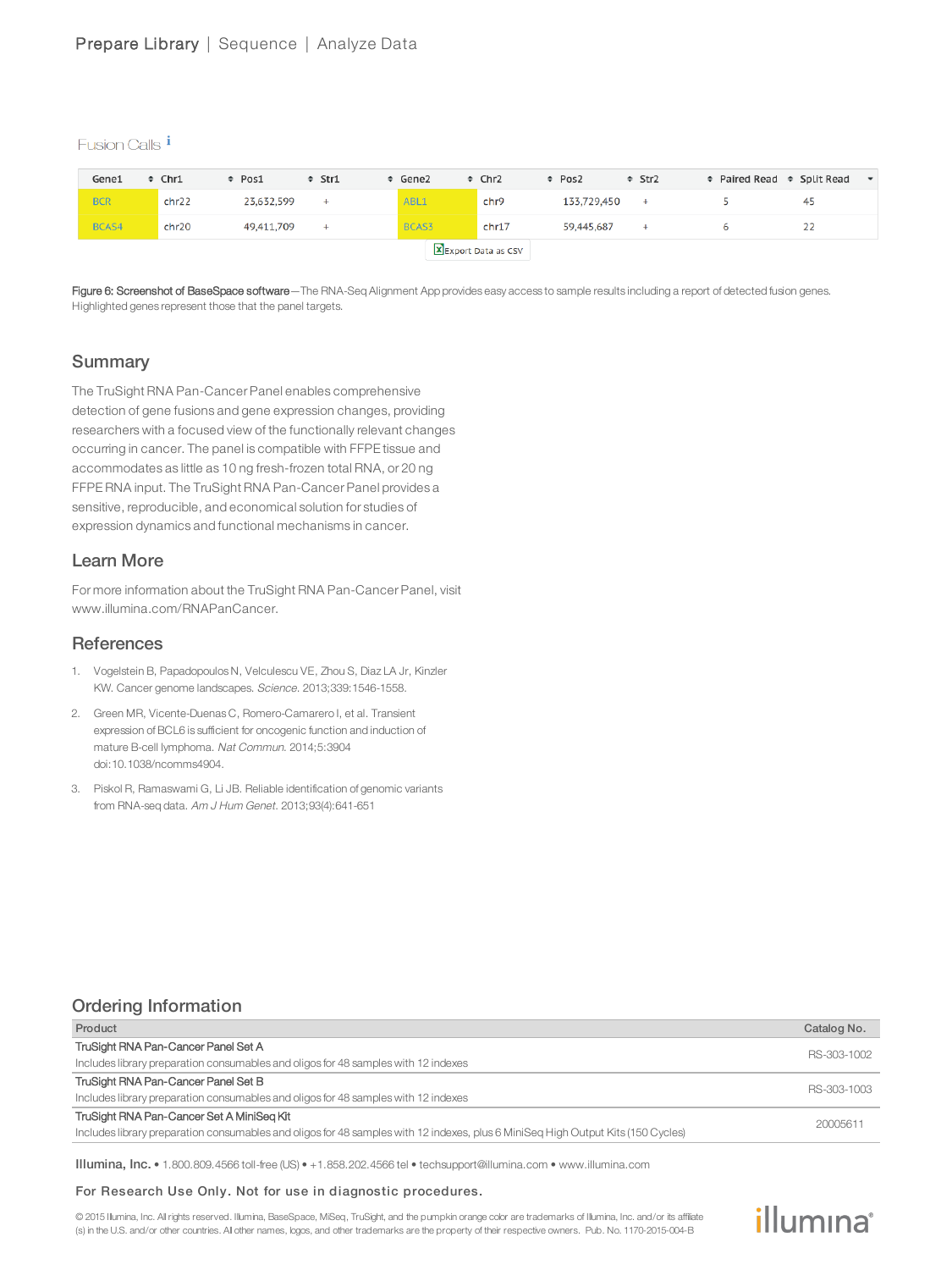Prepare Library | Sequence | Analyze Data

Fusion Calls

| Gene1 | Chr1 | Pos1 | Str1 | Gene2 | Chr2 | Pos2 | Str2 | Paired Read | Split Read |
|---|---|---|---|---|---|---|---|---|---|
| BCR | chr22 | 23,632,599 | + | ABL1 | chr9 | 133,729,450 | + | 5 | 45 |
| BCAS4 | chr20 | 49,411,709 | + | BCAS3 | chr17 | 59,445,687 | + | 6 | 22 |

Export Data as CSV

**Figure 6: Screenshot of BaseSpace software**—The RNA-Seq Alignment App provides easy access to sample results including a report of detected fusion genes. Highlighted genes represent those that the panel targets.

## Summary

The TruSight RNA Pan-Cancer Panel enables comprehensive detection of gene fusions and gene expression changes, providing researchers with a focused view of the functionally relevant changes occurring in cancer. The panel is compatible with FFPE tissue and accommodates as little as 10 ng fresh-frozen total RNA, or 20 ng FFPE RNA input. The TruSight RNA Pan-Cancer Panel provides a sensitive, reproducible, and economical solution for studies of expression dynamics and functional mechanisms in cancer.

## Learn More

For more information about the TruSight RNA Pan-Cancer Panel, visit www.illumina.com/RNAPanCancer.

## References

1. Vogelstein B, Papadopoulos N, Velculescu VE, Zhou S, Diaz LA Jr, Kinzler KW. Cancer genome landscapes. *Science.* 2013;339:1546-1558.
2. Green MR, Vicente-Duenas C, Romero-Camarero I, et al. Transient expression of BCL6 is sufficient for oncogenic function and induction of mature B-cell lymphoma. *Nat Commun.* 2014;5:3904 doi:10.1038/ncomms4904.
3. Piskol R, Ramaswami G, Li JB. Reliable identification of genomic variants from RNA-seq data. *Am J Hum Genet.* 2013;93(4):641-651

## Ordering Information

| Product | Catalog No. |
|---|---|
| **TruSight RNA Pan-Cancer Panel Set A**<br>Includes library preparation consumables and oligos for 48 samples with 12 indexes | RS-303-1002 |
| **TruSight RNA Pan-Cancer Panel Set B**<br>Includes library preparation consumables and oligos for 48 samples with 12 indexes | RS-303-1003 |
| **TruSight RNA Pan-Cancer Set A MiniSeq Kit**<br>Includes library preparation consumables and oligos for 48 samples with 12 indexes, plus 6 MiniSeq High Output Kits (150 Cycles) | 20005611 |

**Illumina, Inc.** • 1.800.809.4566 toll-free (US) • +1.858.202.4566 tel • techsupport@illumina.com • www.illumina.com

**For Research Use Only. Not for use in diagnostic procedures.**

© 2015 Illumina, Inc. All rights reserved. Illumina, BaseSpace, MiSeq, TruSight, and the pumpkin orange color are trademarks of Illumina, Inc. and/or its affiliate(s) in the U.S. and/or other countries. All other names, logos, and other trademarks are the property of their respective owners. Pub. No. 1170-2015-004-B

illumina®